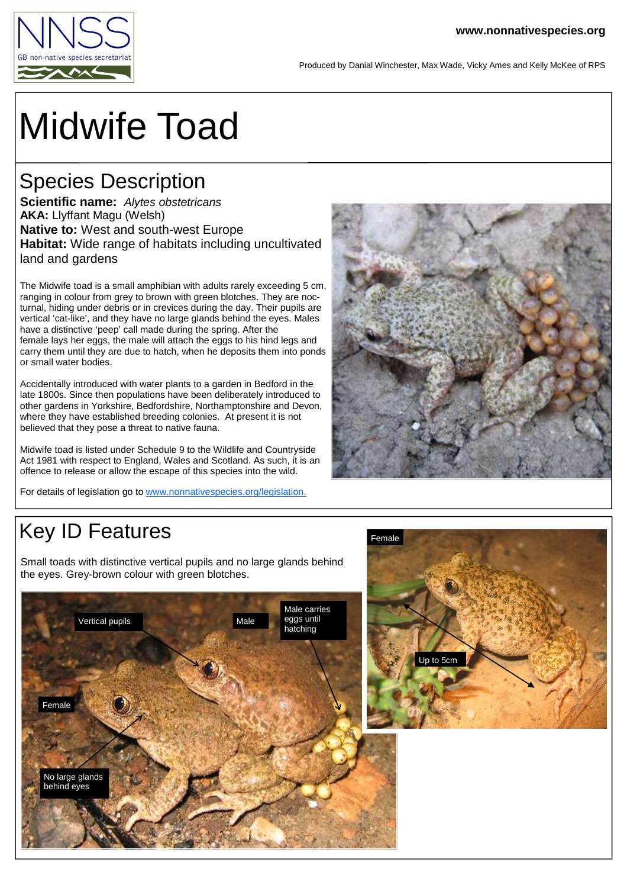www.nonnativespecies.org

Produced by Danial Winchester, Max Wade, Vicky Ames and Kelly McKee of RPS

# Midwife Toad

## Species Description

**Scientific name:** *Alytes obstetricans*
**AKA:** Llyffant Magu (Welsh)
**Native to:** West and south-west Europe
**Habitat:** Wide range of habitats including uncultivated land and gardens

The Midwife toad is a small amphibian with adults rarely exceeding 5 cm, ranging in colour from grey to brown with green blotches. They are nocturnal, hiding under debris or in crevices during the day. Their pupils are vertical 'cat-like', and they have no large glands behind the eyes. Males have a distinctive 'peep' call made during the spring. After the female lays her eggs, the male will attach the eggs to his hind legs and carry them until they are due to hatch, when he deposits them into ponds or small water bodies.

Accidentally introduced with water plants to a garden in Bedford in the late 1800s. Since then populations have been deliberately introduced to other gardens in Yorkshire, Bedfordshire, Northamptonshire and Devon, where they have established breeding colonies. At present it is not believed that they pose a threat to native fauna.

Midwife toad is listed under Schedule 9 to the Wildlife and Countryside Act 1981 with respect to England, Wales and Scotland. As such, it is an offence to release or allow the escape of this species into the wild.

For details of legislation go to [www.nonnativespecies.org/legislation.](www.nonnativespecies.org/legislation)

## Key ID Features

Small toads with distinctive vertical pupils and no large glands behind the eyes. Grey-brown colour with green blotches.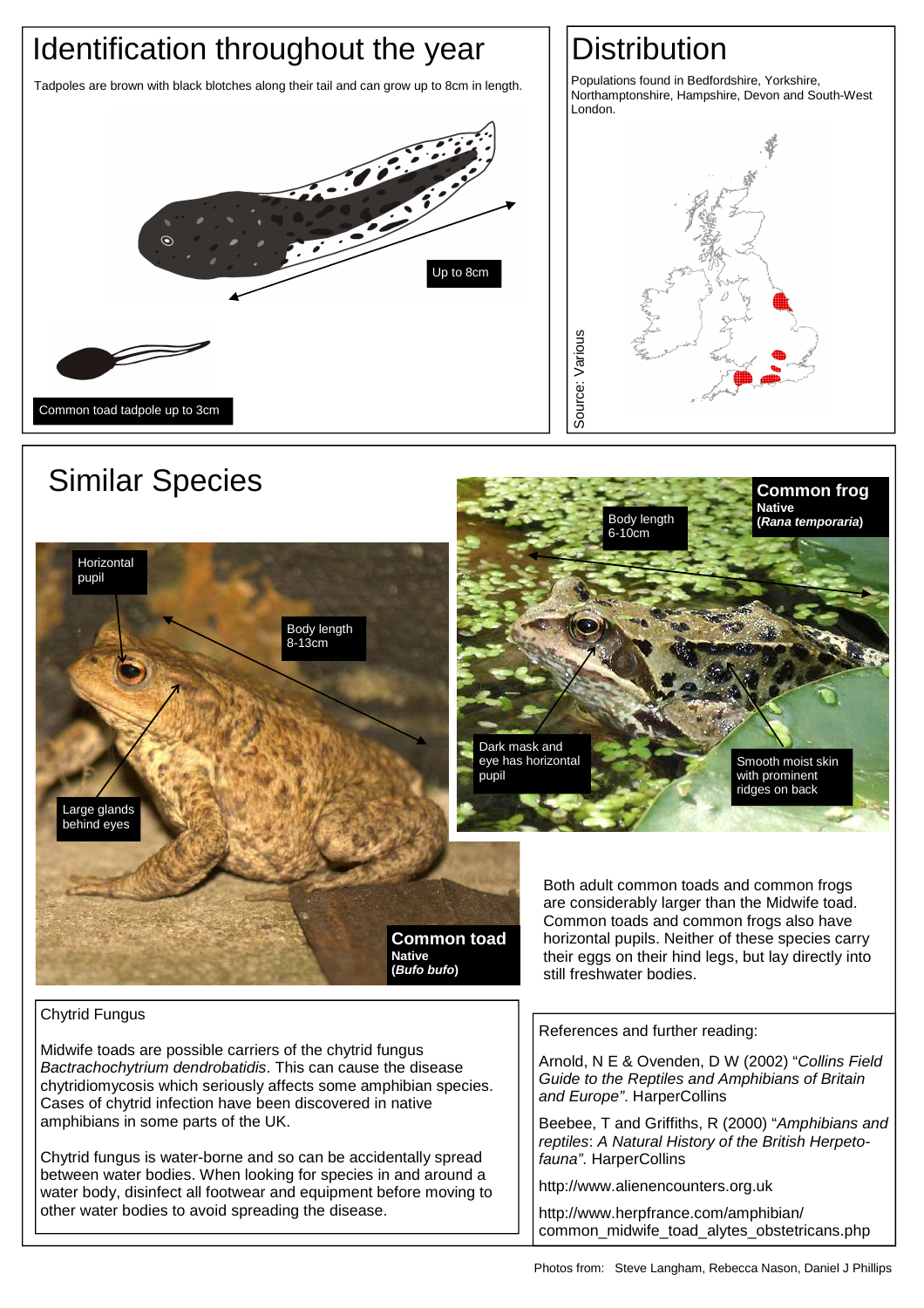## Identification throughout the year

Tadpoles are brown with black blotches along their tail and can grow up to 8cm in length.

Up to 8cm

Common toad tadpole up to 3cm

## Distribution

Populations found in Bedfordshire, Yorkshire, Northamptonshire, Hampshire, Devon and South-West London.

Source: Various

## Similar Species

Horizontal pupil

Body length 8-13cm

Large glands behind eyes

**Common toad**
**Native**
**(*Bufo bufo*)**

Body length 6-10cm

**Common frog**
**Native**
**(*Rana temporaria*)**

Dark mask and eye has horizontal pupil

Smooth moist skin with prominent ridges on back

Both adult common toads and common frogs are considerably larger than the Midwife toad. Common toads and common frogs also have horizontal pupils. Neither of these species carry their eggs on their hind legs, but lay directly into still freshwater bodies.

### Chytrid Fungus

Midwife toads are possible carriers of the chytrid fungus *Bactrachochytrium dendrobatidis*. This can cause the disease chytridiomycosis which seriously affects some amphibian species. Cases of chytrid infection have been discovered in native amphibians in some parts of the UK.

Chytrid fungus is water-borne and so can be accidentally spread between water bodies. When looking for species in and around a water body, disinfect all footwear and equipment before moving to other water bodies to avoid spreading the disease.

### References and further reading:

Arnold, N E & Ovenden, D W (2002) "*Collins Field Guide to the Reptiles and Amphibians of Britain and Europe*". HarperCollins

Beebee, T and Griffiths, R (2000) "*Amphibians and reptiles*: *A Natural History of the British Herpeto-fauna*". HarperCollins

http://www.alienencounters.org.uk

http://www.herpfrance.com/amphibian/common_midwife_toad_alytes_obstetricans.php

Photos from: Steve Langham, Rebecca Nason, Daniel J Phillips